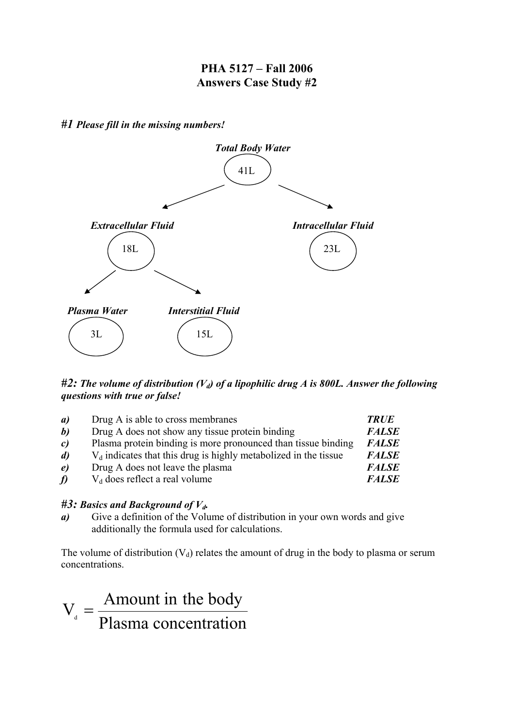# PHA 5127 – Fall 2006
## Answers Case Study #2

***#1 Please fill in the missing numbers!***

***Total Body Water***

41L

***Extracellular Fluid***

18L

***Intracellular Fluid***

23L

***Plasma Water***

3L

***Interstitial Fluid***

15L

***#2: The volume of distribution ($V_d$) of a lipophilic drug A is 800L. Answer the following questions with true or false!***

| | | |
|---|---|---|
| ***a)*** | Drug A is able to cross membranes | ***TRUE*** |
| ***b)*** | Drug A does not show any tissue protein binding | ***FALSE*** |
| ***c)*** | Plasma protein binding is more pronounced than tissue binding | ***FALSE*** |
| ***d)*** | $V_d$ indicates that this drug is highly metabolized in the tissue | ***FALSE*** |
| ***e)*** | Drug A does not leave the plasma | ***FALSE*** |
| ***f)*** | $V_d$ does reflect a real volume | ***FALSE*** |

***#3: Basics and Background of $V_d$.***

***a)*** Give a definition of the Volume of distribution in your own words and give additionally the formula used for calculations.

The volume of distribution ($V_d$) relates the amount of drug in the body to plasma or serum concentrations.

$$V_d = \frac{\text{Amount in the body}}{\text{Plasma concentration}}$$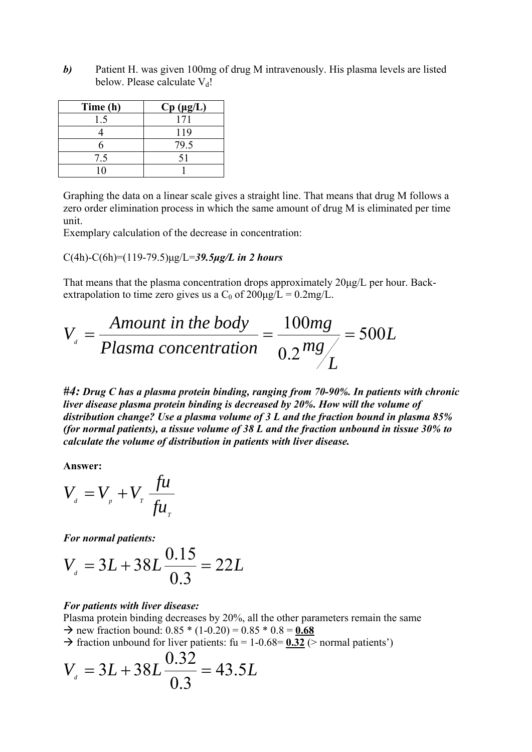***b)*** Patient H. was given 100mg of drug M intravenously. His plasma levels are listed below. Please calculate $V_d$!

| Time (h) | Cp (µg/L) |
|---|---|
| 1.5 | 171 |
| 4 | 119 |
| 6 | 79.5 |
| 7.5 | 51 |
| 10 | 1 |

Graphing the data on a linear scale gives a straight line. That means that drug M follows a zero order elimination process in which the same amount of drug M is eliminated per time unit.

Exemplary calculation of the decrease in concentration:

C(4h)-C(6h)=(119-79.5)µg/L=***39.5µg/L in 2 hours***

That means that the plasma concentration drops approximately 20µg/L per hour. Back-extrapolation to time zero gives us a $C_0$ of 200µg/L = 0.2mg/L.

$$V_d = \frac{Amount\ in\ the\ body}{Plasma\ concentration} = \frac{100mg}{0.2\,{}^{mg}\!/\!{}_{L}} = 500L$$

***#4: Drug C has a plasma protein binding, ranging from 70-90%. In patients with chronic liver disease plasma protein binding is decreased by 20%. How will the volume of distribution change? Use a plasma volume of 3 L and the fraction bound in plasma 85% (for normal patients), a tissue volume of 38 L and the fraction unbound in tissue 30% to calculate the volume of distribution in patients with liver disease.***

**Answer:**

$$V_d = V_p + V_T \frac{fu}{fu_T}$$

***For normal patients:***

$$V_d = 3L + 38L\frac{0.15}{0.3} = 22L$$

***For patients with liver disease:***

Plasma protein binding decreases by 20%, all the other parameters remain the same

→ new fraction bound: 0.85 * (1-0.20) = 0.85 * 0.8 = **0.68**

→ fraction unbound for liver patients: fu = 1-0.68= **0.32** (> normal patients')

$$V_d = 3L + 38L\frac{0.32}{0.3} = 43.5L$$